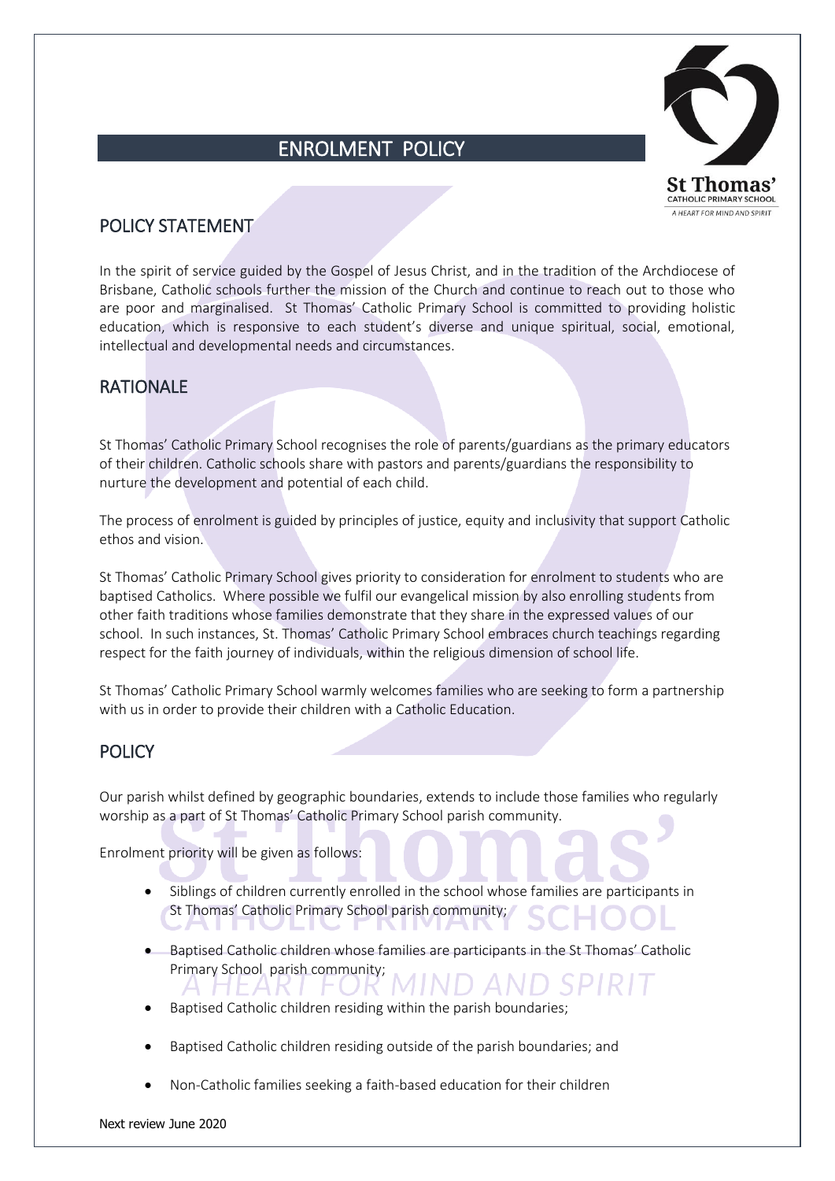# ENROLMENT POLICY

## POLICY STATEMENT

In the spirit of service guided by the Gospel of Jesus Christ, and in the tradition of the Archdiocese of Brisbane, Catholic schools further the mission of the Church and continue to reach out to those who are poor and marginalised. St Thomas' Catholic Primary School is committed to providing holistic education, which is responsive to each student's diverse and unique spiritual, social, emotional, intellectual and developmental needs and circumstances.

## RATIONALE

St Thomas' Catholic Primary School recognises the role of parents/guardians as the primary educators of their children. Catholic schools share with pastors and parents/guardians the responsibility to nurture the development and potential of each child.

The process of enrolment is guided by principles of justice, equity and inclusivity that support Catholic ethos and vision.

St Thomas' Catholic Primary School gives priority to consideration for enrolment to students who are baptised Catholics. Where possible we fulfil our evangelical mission by also enrolling students from other faith traditions whose families demonstrate that they share in the expressed values of our school. In such instances, St. Thomas' Catholic Primary School embraces church teachings regarding respect for the faith journey of individuals, within the religious dimension of school life.

St Thomas' Catholic Primary School warmly welcomes families who are seeking to form a partnership with us in order to provide their children with a Catholic Education.

## POLICY

Our parish whilst defined by geographic boundaries, extends to include those families who regularly worship as a part of St Thomas' Catholic Primary School parish community.

Enrolment priority will be given as follows:

- Siblings of children currently enrolled in the school whose families are participants in St Thomas' Catholic Primary School parish community;
- Baptised Catholic children whose families are participants in the St Thomas' Catholic Primary School parish community;
- Baptised Catholic children residing within the parish boundaries;
- Baptised Catholic children residing outside of the parish boundaries; and
- Non-Catholic families seeking a faith-based education for their children

Next review June 2020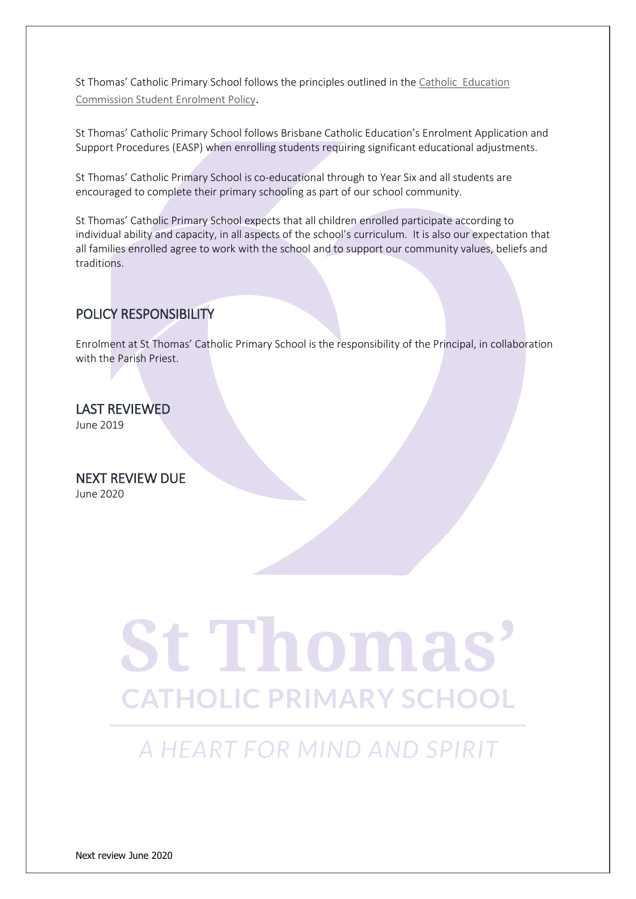St Thomas' Catholic Primary School follows the principles outlined in the Catholic Education Commission Student Enrolment Policy.

St Thomas' Catholic Primary School follows Brisbane Catholic Education's Enrolment Application and Support Procedures (EASP) when enrolling students requiring significant educational adjustments.

St Thomas' Catholic Primary School is co-educational through to Year Six and all students are encouraged to complete their primary schooling as part of our school community.

St Thomas' Catholic Primary School expects that all children enrolled participate according to individual ability and capacity, in all aspects of the school's curriculum. It is also our expectation that all families enrolled agree to work with the school and to support our community values, beliefs and traditions.

## POLICY RESPONSIBILITY

Enrolment at St Thomas' Catholic Primary School is the responsibility of the Principal, in collaboration with the Parish Priest.

## LAST REVIEWED

June 2019

## NEXT REVIEW DUE

June 2020